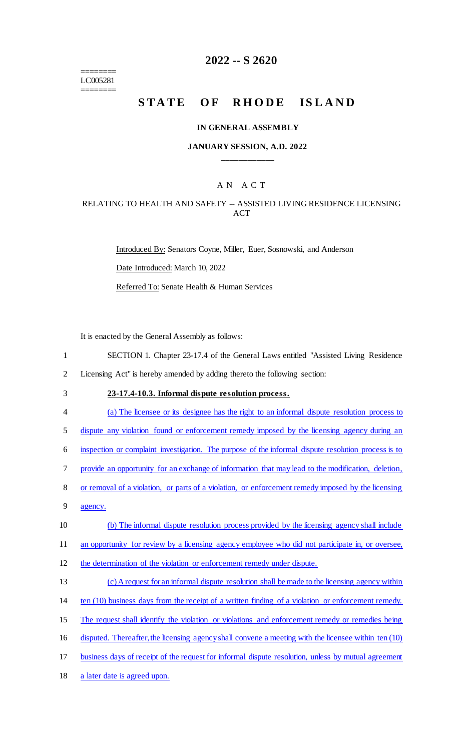========
LC005281
========

# 2022 -- S 2620

## STATE OF RHODE ISLAND

### IN GENERAL ASSEMBLY

### JANUARY SESSION, A.D. 2022

____________

### A N A C T

### RELATING TO HEALTH AND SAFETY -- ASSISTED LIVING RESIDENCE LICENSING ACT

Introduced By: Senators Coyne, Miller, Euer, Sosnowski, and Anderson

Date Introduced: March 10, 2022

Referred To: Senate Health & Human Services

It is enacted by the General Assembly as follows:

SECTION 1. Chapter 23-17.4 of the General Laws entitled "Assisted Living Residence Licensing Act" is hereby amended by adding thereto the following section:

**23-17.4-10.3. Informal dispute resolution process.**

(a) The licensee or its designee has the right to an informal dispute resolution process to dispute any violation found or enforcement remedy imposed by the licensing agency during an inspection or complaint investigation. The purpose of the informal dispute resolution process is to provide an opportunity for an exchange of information that may lead to the modification, deletion, or removal of a violation, or parts of a violation, or enforcement remedy imposed by the licensing agency.

(b) The informal dispute resolution process provided by the licensing agency shall include an opportunity for review by a licensing agency employee who did not participate in, or oversee, the determination of the violation or enforcement remedy under dispute.

(c) A request for an informal dispute resolution shall be made to the licensing agency within ten (10) business days from the receipt of a written finding of a violation or enforcement remedy. The request shall identify the violation or violations and enforcement remedy or remedies being disputed. Thereafter, the licensing agency shall convene a meeting with the licensee within ten (10) business days of receipt of the request for informal dispute resolution, unless by mutual agreement a later date is agreed upon.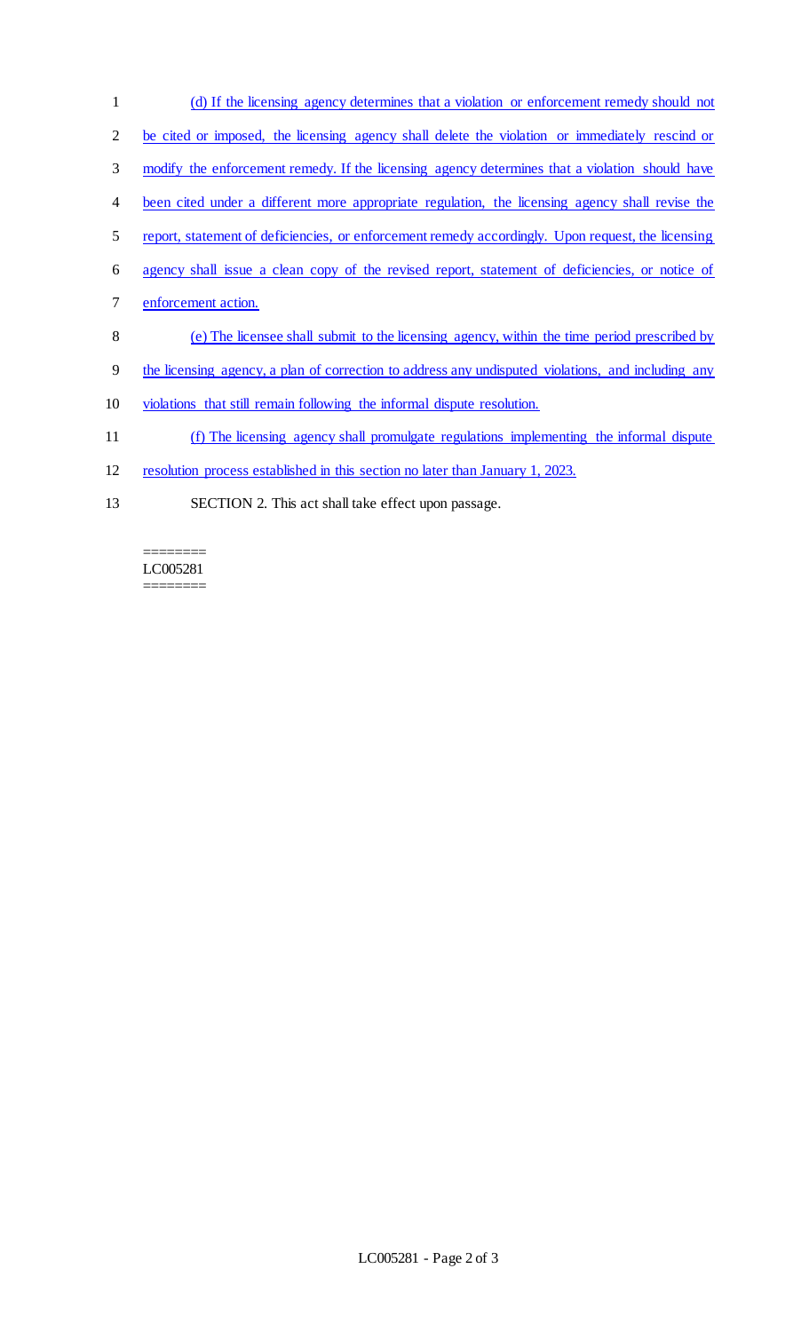(d) If the licensing agency determines that a violation or enforcement remedy should not be cited or imposed, the licensing agency shall delete the violation or immediately rescind or modify the enforcement remedy. If the licensing agency determines that a violation should have been cited under a different more appropriate regulation, the licensing agency shall revise the report, statement of deficiencies, or enforcement remedy accordingly. Upon request, the licensing agency shall issue a clean copy of the revised report, statement of deficiencies, or notice of enforcement action.

(e) The licensee shall submit to the licensing agency, within the time period prescribed by the licensing agency, a plan of correction to address any undisputed violations, and including any violations that still remain following the informal dispute resolution.

(f) The licensing agency shall promulgate regulations implementing the informal dispute resolution process established in this section no later than January 1, 2023.

SECTION 2. This act shall take effect upon passage.

========
LC005281
========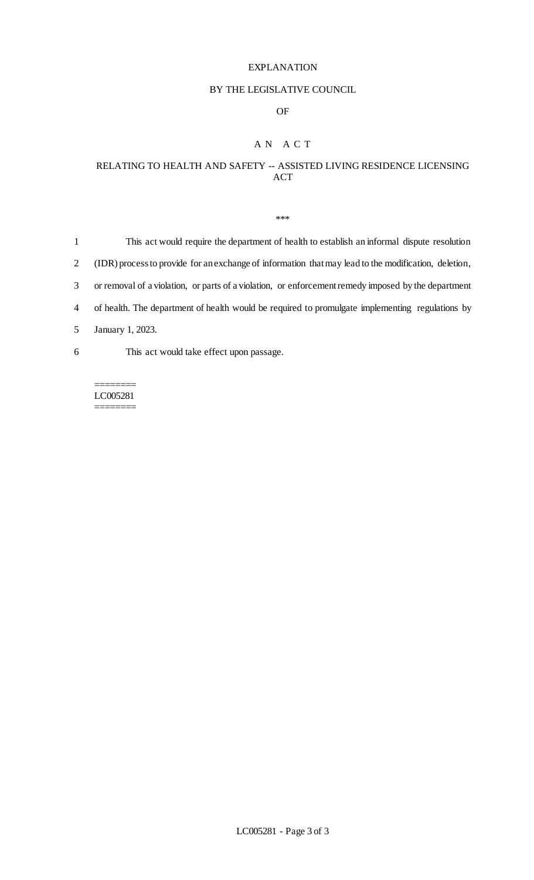EXPLANATION

BY THE LEGISLATIVE COUNCIL

OF

A N A C T

RELATING TO HEALTH AND SAFETY -- ASSISTED LIVING RESIDENCE LICENSING ACT

\*\*\*

1 This act would require the department of health to establish an informal dispute resolution
2 (IDR) process to provide for an exchange of information that may lead to the modification, deletion,
3 or removal of a violation, or parts of a violation, or enforcement remedy imposed by the department
4 of health. The department of health would be required to promulgate implementing regulations by
5 January 1, 2023.

6 This act would take effect upon passage.

========
LC005281
========